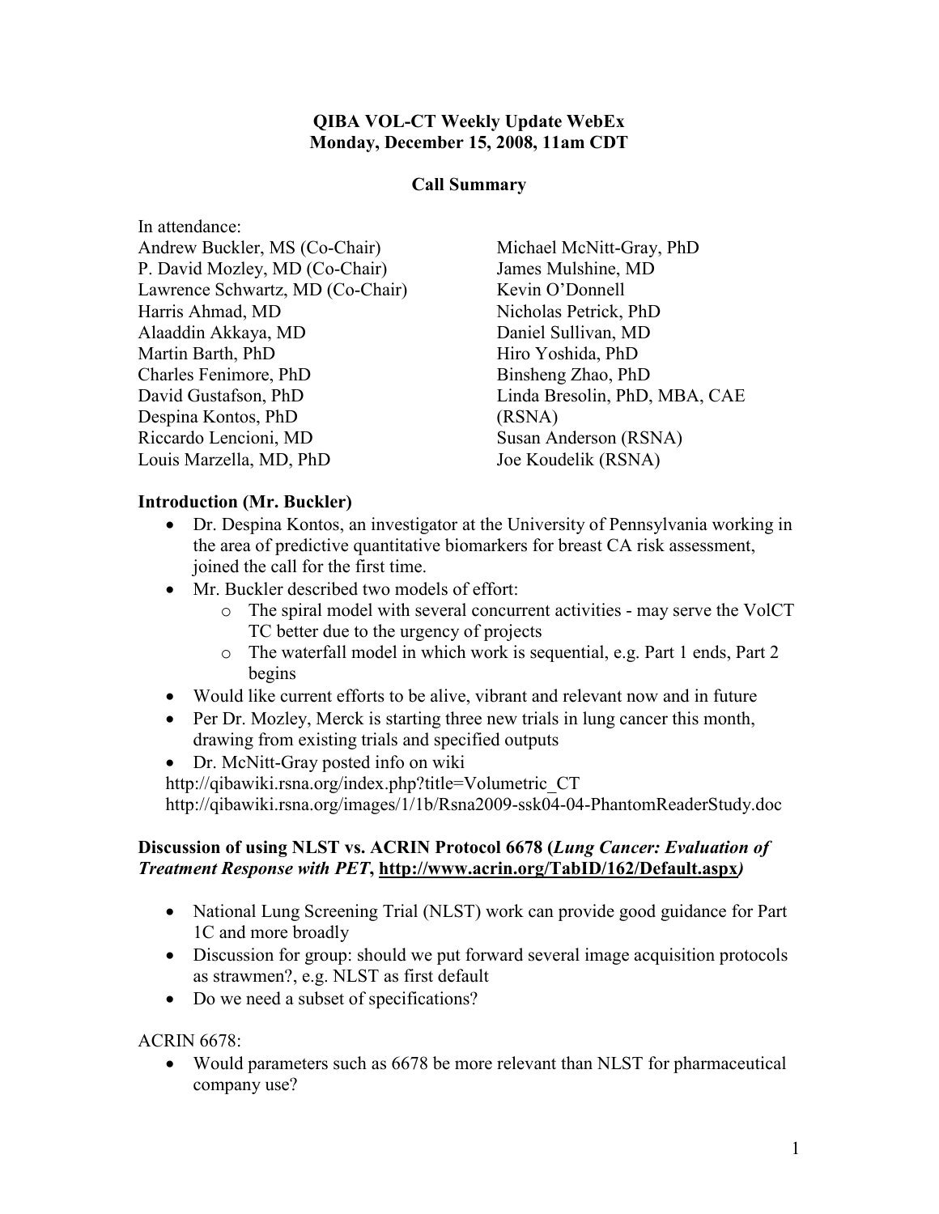**QIBA VOL-CT Weekly Update WebEx**
**Monday, December 15, 2008, 11am CDT**

**Call Summary**

In attendance:

Andrew Buckler, MS (Co-Chair)
P. David Mozley, MD (Co-Chair)
Lawrence Schwartz, MD (Co-Chair)
Harris Ahmad, MD
Alaaddin Akkaya, MD
Martin Barth, PhD
Charles Fenimore, PhD
David Gustafson, PhD
Despina Kontos, PhD
Riccardo Lencioni, MD
Louis Marzella, MD, PhD
Michael McNitt-Gray, PhD
James Mulshine, MD
Kevin O'Donnell
Nicholas Petrick, PhD
Daniel Sullivan, MD
Hiro Yoshida, PhD
Binsheng Zhao, PhD
Linda Bresolin, PhD, MBA, CAE (RSNA)
Susan Anderson (RSNA)
Joe Koudelik (RSNA)

**Introduction (Mr. Buckler)**

- Dr. Despina Kontos, an investigator at the University of Pennsylvania working in the area of predictive quantitative biomarkers for breast CA risk assessment, joined the call for the first time.
- Mr. Buckler described two models of effort:
  - The spiral model with several concurrent activities - may serve the VolCT TC better due to the urgency of projects
  - The waterfall model in which work is sequential, e.g. Part 1 ends, Part 2 begins
- Would like current efforts to be alive, vibrant and relevant now and in future
- Per Dr. Mozley, Merck is starting three new trials in lung cancer this month, drawing from existing trials and specified outputs
- Dr. McNitt-Gray posted info on wiki

http://qibawiki.rsna.org/index.php?title=Volumetric_CT
http://qibawiki.rsna.org/images/1/1b/Rsna2009-ssk04-04-PhantomReaderStudy.doc

**Discussion of using NLST vs. ACRIN Protocol 6678 (*Lung Cancer: Evaluation of Treatment Response with PET*, http://www.acrin.org/TabID/162/Default.aspx)**

- National Lung Screening Trial (NLST) work can provide good guidance for Part 1C and more broadly
- Discussion for group: should we put forward several image acquisition protocols as strawmen?, e.g. NLST as first default
- Do we need a subset of specifications?

ACRIN 6678:

- Would parameters such as 6678 be more relevant than NLST for pharmaceutical company use?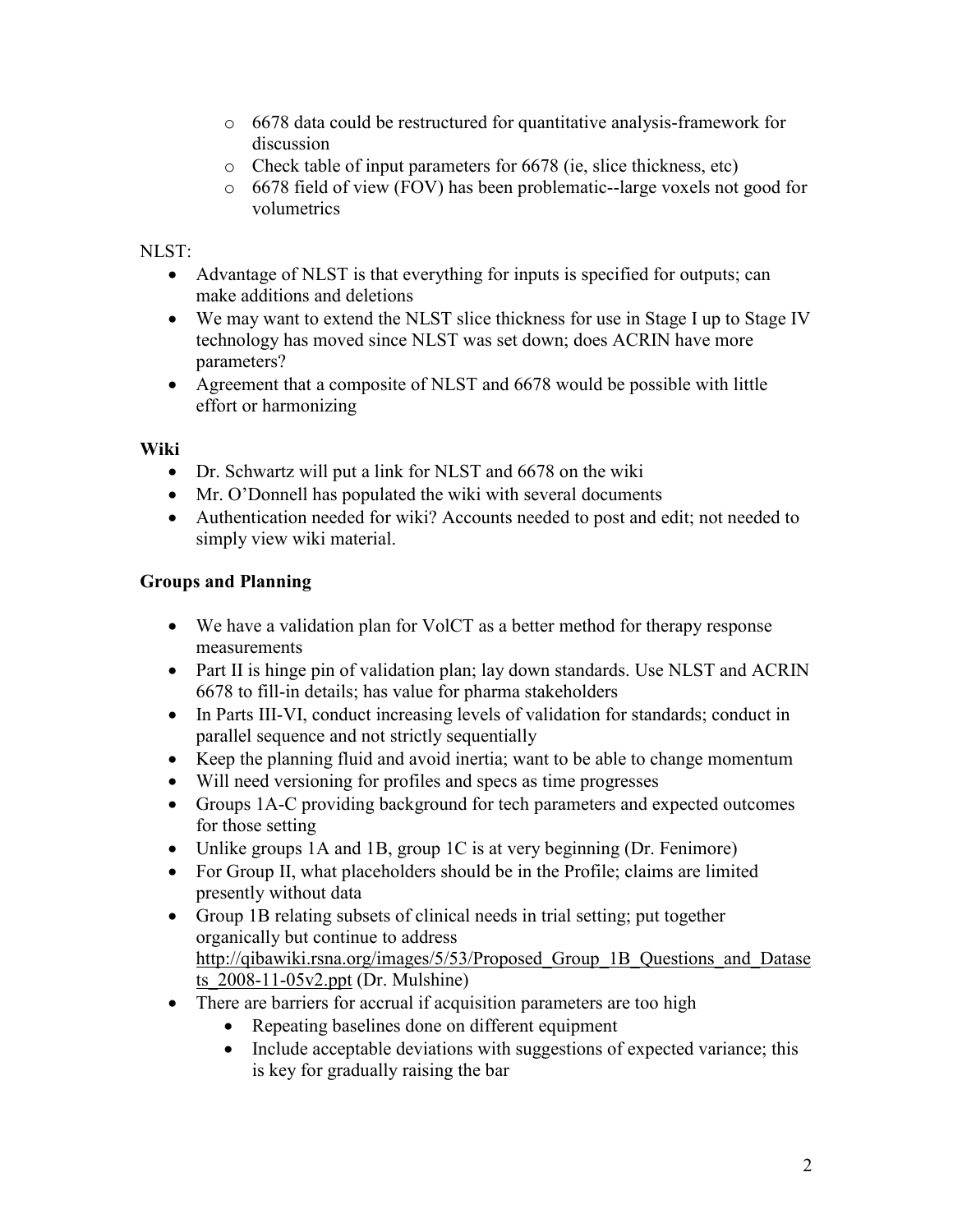- 6678 data could be restructured for quantitative analysis-framework for discussion
    - Check table of input parameters for 6678 (ie, slice thickness, etc)
    - 6678 field of view (FOV) has been problematic--large voxels not good for volumetrics

NLST:

- Advantage of NLST is that everything for inputs is specified for outputs; can make additions and deletions
- We may want to extend the NLST slice thickness for use in Stage I up to Stage IV technology has moved since NLST was set down; does ACRIN have more parameters?
- Agreement that a composite of NLST and 6678 would be possible with little effort or harmonizing

**Wiki**

- Dr. Schwartz will put a link for NLST and 6678 on the wiki
- Mr. O'Donnell has populated the wiki with several documents
- Authentication needed for wiki? Accounts needed to post and edit; not needed to simply view wiki material.

**Groups and Planning**

- We have a validation plan for VolCT as a better method for therapy response measurements
- Part II is hinge pin of validation plan; lay down standards. Use NLST and ACRIN 6678 to fill-in details; has value for pharma stakeholders
- In Parts III-VI, conduct increasing levels of validation for standards; conduct in parallel sequence and not strictly sequentially
- Keep the planning fluid and avoid inertia; want to be able to change momentum
- Will need versioning for profiles and specs as time progresses
- Groups 1A-C providing background for tech parameters and expected outcomes for those setting
- Unlike groups 1A and 1B, group 1C is at very beginning (Dr. Fenimore)
- For Group II, what placeholders should be in the Profile; claims are limited presently without data
- Group 1B relating subsets of clinical needs in trial setting; put together organically but continue to address http://qibawiki.rsna.org/images/5/53/Proposed_Group_1B_Questions_and_Datasets_2008-11-05v2.ppt (Dr. Mulshine)
- There are barriers for accrual if acquisition parameters are too high
    - Repeating baselines done on different equipment
    - Include acceptable deviations with suggestions of expected variance; this is key for gradually raising the bar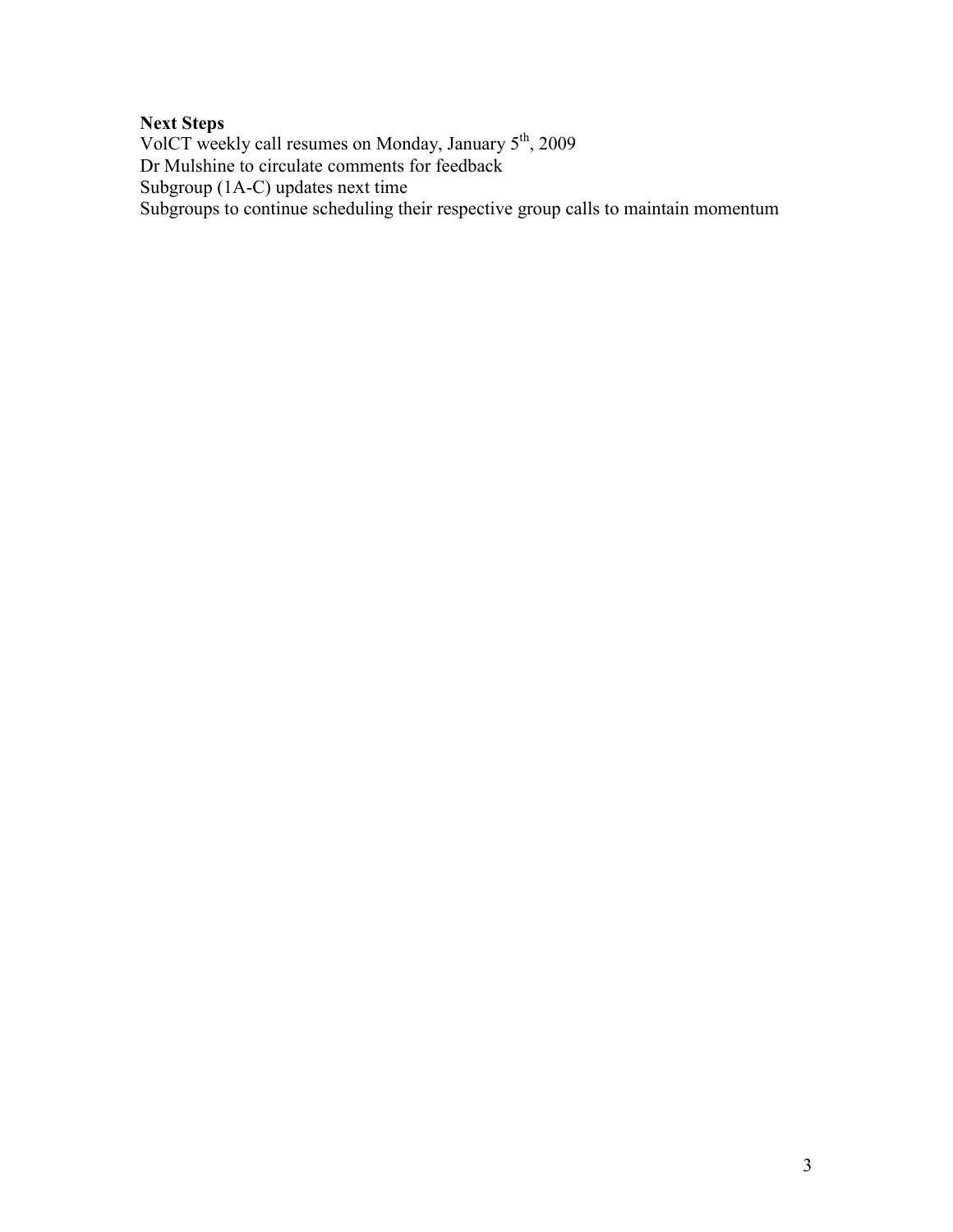**Next Steps**

VolCT weekly call resumes on Monday, January 5th, 2009
Dr Mulshine to circulate comments for feedback
Subgroup (1A-C) updates next time
Subgroups to continue scheduling their respective group calls to maintain momentum